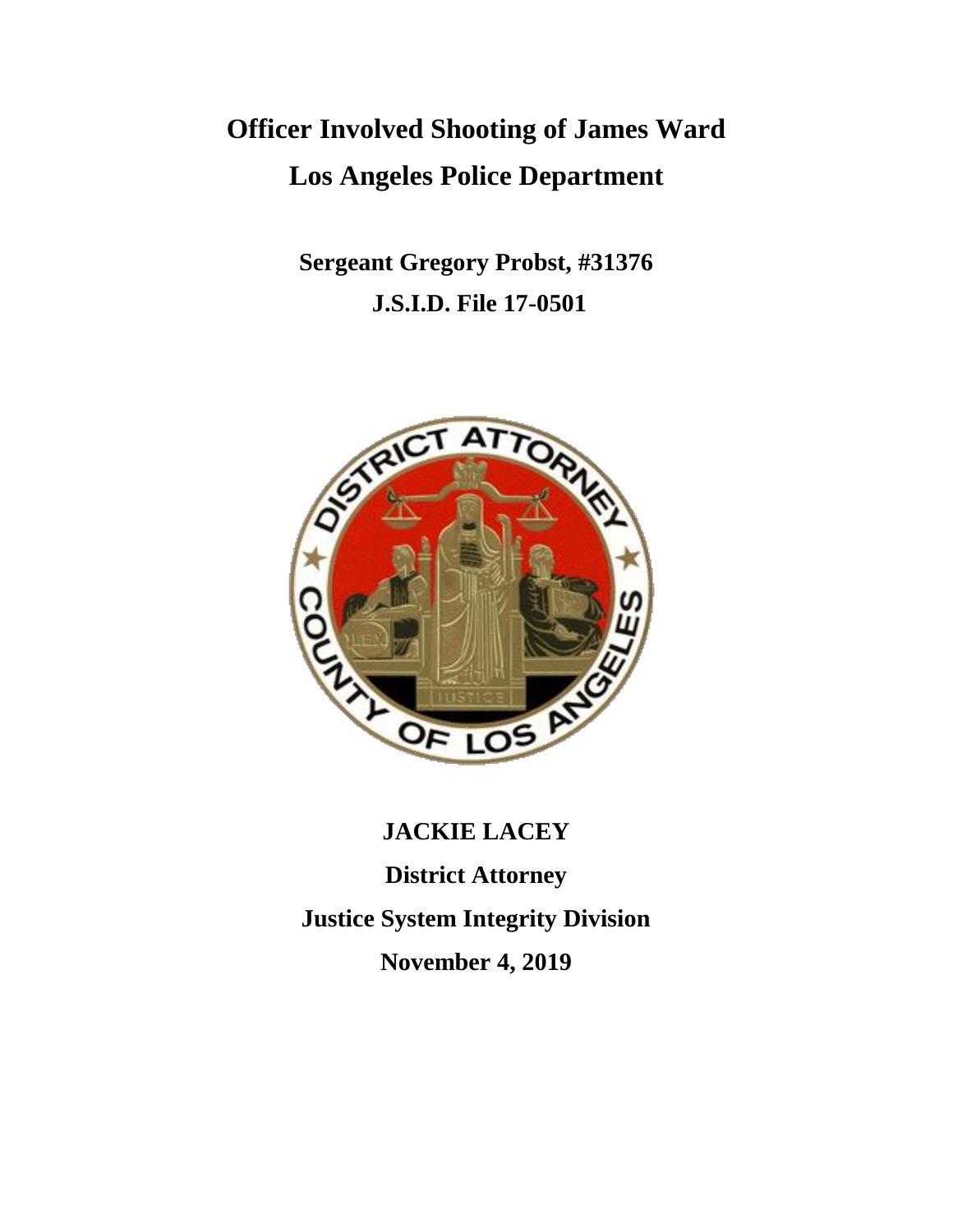# Officer Involved Shooting of James Ward

# Los Angeles Police Department

**Sergeant Gregory Probst, #31376**

**J.S.I.D. File 17-0501**

**JACKIE LACEY**

**District Attorney**

**Justice System Integrity Division**

**November 4, 2019**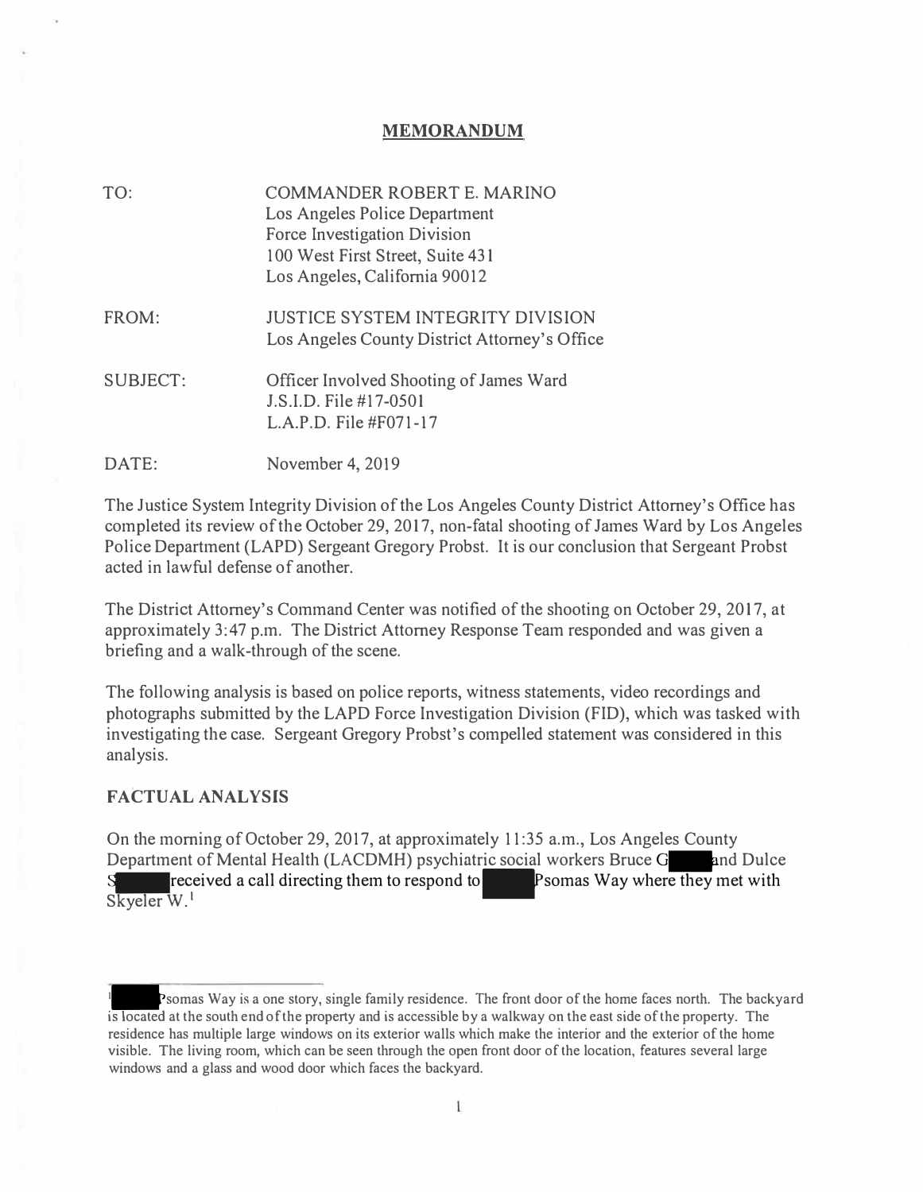## MEMORANDUM

TO: COMMANDER ROBERT E. MARINO
Los Angeles Police Department
Force Investigation Division
100 West First Street, Suite 431
Los Angeles, California 90012

FROM: JUSTICE SYSTEM INTEGRITY DIVISION
Los Angeles County District Attorney's Office

SUBJECT: Officer Involved Shooting of James Ward
J.S.I.D. File #17-0501
L.A.P.D. File #F071-17

DATE: November 4, 2019

The Justice System Integrity Division of the Los Angeles County District Attorney's Office has completed its review of the October 29, 2017, non-fatal shooting of James Ward by Los Angeles Police Department (LAPD) Sergeant Gregory Probst. It is our conclusion that Sergeant Probst acted in lawful defense of another.

The District Attorney's Command Center was notified of the shooting on October 29, 2017, at approximately 3:47 p.m. The District Attorney Response Team responded and was given a briefing and a walk-through of the scene.

The following analysis is based on police reports, witness statements, video recordings and photographs submitted by the LAPD Force Investigation Division (FID), which was tasked with investigating the case. Sergeant Gregory Probst's compelled statement was considered in this analysis.

### FACTUAL ANALYSIS

On the morning of October 29, 2017, at approximately 11:35 a.m., Los Angeles County Department of Mental Health (LACDMH) psychiatric social workers Bruce G[REDACTED] and Dulce S[REDACTED] received a call directing them to respond to [REDACTED] Psomas Way where they met with Skyeler W.[1]

---

[1] [REDACTED] Psomas Way is a one story, single family residence. The front door of the home faces north. The backyard is located at the south end of the property and is accessible by a walkway on the east side of the property. The residence has multiple large windows on its exterior walls which make the interior and the exterior of the home visible. The living room, which can be seen through the open front door of the location, features several large windows and a glass and wood door which faces the backyard.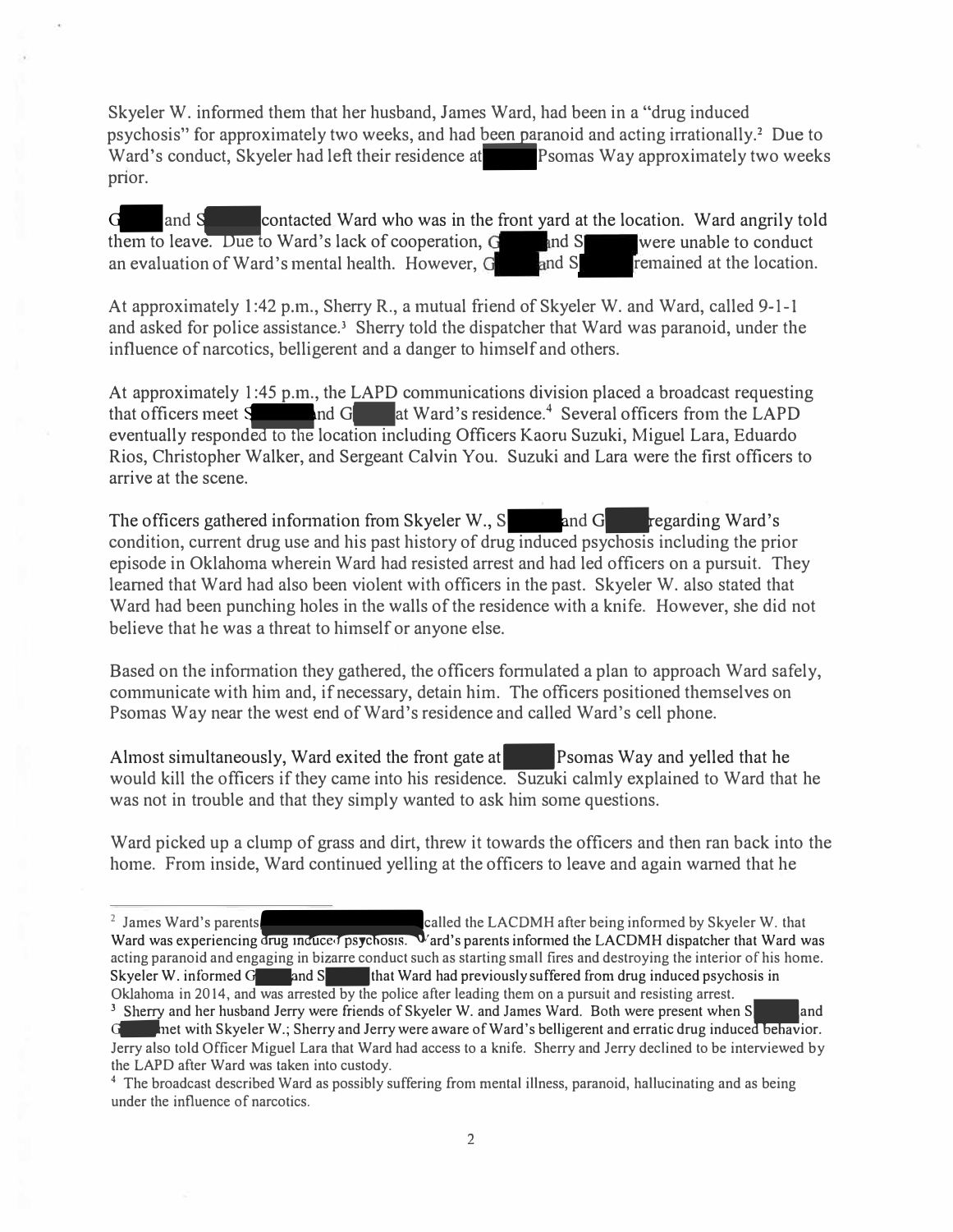Skyeler W. informed them that her husband, James Ward, had been in a "drug induced psychosis" for approximately two weeks, and had been paranoid and acting irrationally.[2] Due to Ward's conduct, Skyeler had left their residence at ████ Psomas Way approximately two weeks prior.

G████ and S████ contacted Ward who was in the front yard at the location. Ward angrily told them to leave. Due to Ward's lack of cooperation, G████ and S████ were unable to conduct an evaluation of Ward's mental health. However, G████ and S████ remained at the location.

At approximately 1:42 p.m., Sherry R., a mutual friend of Skyeler W. and Ward, called 9-1-1 and asked for police assistance.[3] Sherry told the dispatcher that Ward was paranoid, under the influence of narcotics, belligerent and a danger to himself and others.

At approximately 1:45 p.m., the LAPD communications division placed a broadcast requesting that officers meet S████ and G████ at Ward's residence.[4] Several officers from the LAPD eventually responded to the location including Officers Kaoru Suzuki, Miguel Lara, Eduardo Rios, Christopher Walker, and Sergeant Calvin You. Suzuki and Lara were the first officers to arrive at the scene.

The officers gathered information from Skyeler W., S████ and G████ regarding Ward's condition, current drug use and his past history of drug induced psychosis including the prior episode in Oklahoma wherein Ward had resisted arrest and had led officers on a pursuit. They learned that Ward had also been violent with officers in the past. Skyeler W. also stated that Ward had been punching holes in the walls of the residence with a knife. However, she did not believe that he was a threat to himself or anyone else.

Based on the information they gathered, the officers formulated a plan to approach Ward safely, communicate with him and, if necessary, detain him. The officers positioned themselves on Psomas Way near the west end of Ward's residence and called Ward's cell phone.

Almost simultaneously, Ward exited the front gate at ████ Psomas Way and yelled that he would kill the officers if they came into his residence. Suzuki calmly explained to Ward that he was not in trouble and that they simply wanted to ask him some questions.

Ward picked up a clump of grass and dirt, threw it towards the officers and then ran back into the home. From inside, Ward continued yelling at the officers to leave and again warned that he

---

[2] James Ward's parents ████ called the LACDMH after being informed by Skyeler W. that Ward was experiencing drug induced psychosis. Ward's parents informed the LACDMH dispatcher that Ward was acting paranoid and engaging in bizarre conduct such as starting small fires and destroying the interior of his home. Skyeler W. informed G████ and S████ that Ward had previously suffered from drug induced psychosis in Oklahoma in 2014, and was arrested by the police after leading them on a pursuit and resisting arrest.

[3] Sherry and her husband Jerry were friends of Skyeler W. and James Ward. Both were present when S████ and G████ met with Skyeler W.; Sherry and Jerry were aware of Ward's belligerent and erratic drug induced behavior. Jerry also told Officer Miguel Lara that Ward had access to a knife. Sherry and Jerry declined to be interviewed by the LAPD after Ward was taken into custody.

[4] The broadcast described Ward as possibly suffering from mental illness, paranoid, hallucinating and as being under the influence of narcotics.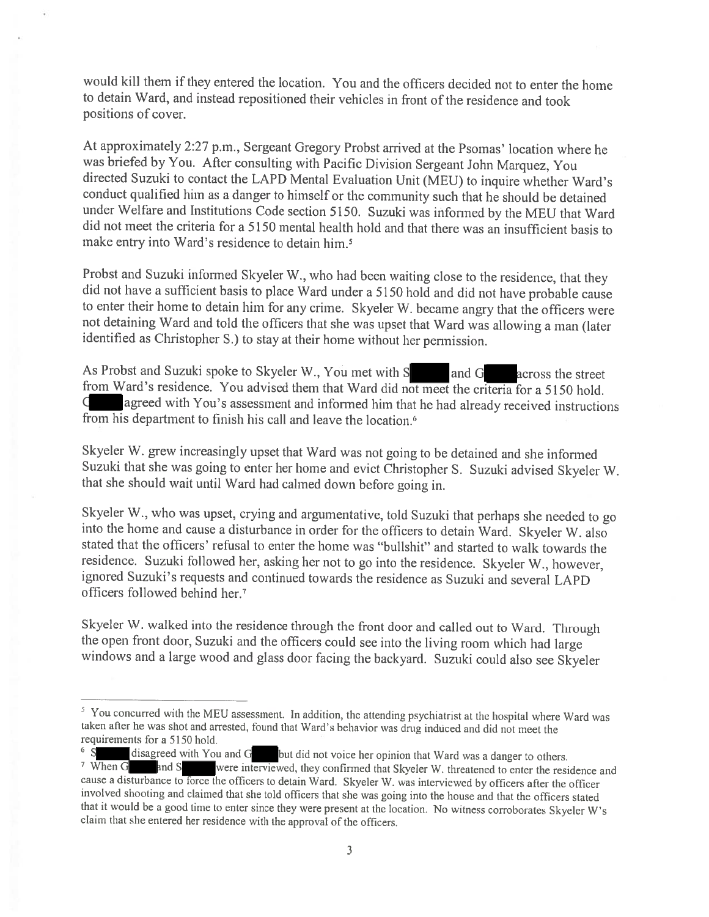would kill them if they entered the location. You and the officers decided not to enter the home to detain Ward, and instead repositioned their vehicles in front of the residence and took positions of cover.

At approximately 2:27 p.m., Sergeant Gregory Probst arrived at the Psomas' location where he was briefed by You. After consulting with Pacific Division Sergeant John Marquez, You directed Suzuki to contact the LAPD Mental Evaluation Unit (MEU) to inquire whether Ward's conduct qualified him as a danger to himself or the community such that he should be detained under Welfare and Institutions Code section 5150. Suzuki was informed by the MEU that Ward did not meet the criteria for a 5150 mental health hold and that there was an insufficient basis to make entry into Ward's residence to detain him.[5]

Probst and Suzuki informed Skyeler W., who had been waiting close to the residence, that they did not have a sufficient basis to place Ward under a 5150 hold and did not have probable cause to enter their home to detain him for any crime. Skyeler W. became angry that the officers were not detaining Ward and told the officers that she was upset that Ward was allowing a man (later identified as Christopher S.) to stay at their home without her permission.

As Probst and Suzuki spoke to Skyeler W., You met with S█████ and G█████ across the street from Ward's residence. You advised them that Ward did not meet the criteria for a 5150 hold. G█████ agreed with You's assessment and informed him that he had already received instructions from his department to finish his call and leave the location.[6]

Skyeler W. grew increasingly upset that Ward was not going to be detained and she informed Suzuki that she was going to enter her home and evict Christopher S. Suzuki advised Skyeler W. that she should wait until Ward had calmed down before going in.

Skyeler W., who was upset, crying and argumentative, told Suzuki that perhaps she needed to go into the home and cause a disturbance in order for the officers to detain Ward. Skyeler W. also stated that the officers' refusal to enter the home was "bullshit" and started to walk towards the residence. Suzuki followed her, asking her not to go into the residence. Skyeler W., however, ignored Suzuki's requests and continued towards the residence as Suzuki and several LAPD officers followed behind her.[7]

Skyeler W. walked into the residence through the front door and called out to Ward. Through the open front door, Suzuki and the officers could see into the living room which had large windows and a large wood and glass door facing the backyard. Suzuki could also see Skyeler

---

[5] You concurred with the MEU assessment. In addition, the attending psychiatrist at the hospital where Ward was taken after he was shot and arrested, found that Ward's behavior was drug induced and did not meet the requirements for a 5150 hold.

[6] S█████ disagreed with You and G█████ but did not voice her opinion that Ward was a danger to others.

[7] When G█████ and S█████ were interviewed, they confirmed that Skyeler W. threatened to enter the residence and cause a disturbance to force the officers to detain Ward. Skyeler W. was interviewed by officers after the officer involved shooting and claimed that she told officers that she was going into the house and that the officers stated that it would be a good time to enter since they were present at the location. No witness corroborates Skyeler W's claim that she entered her residence with the approval of the officers.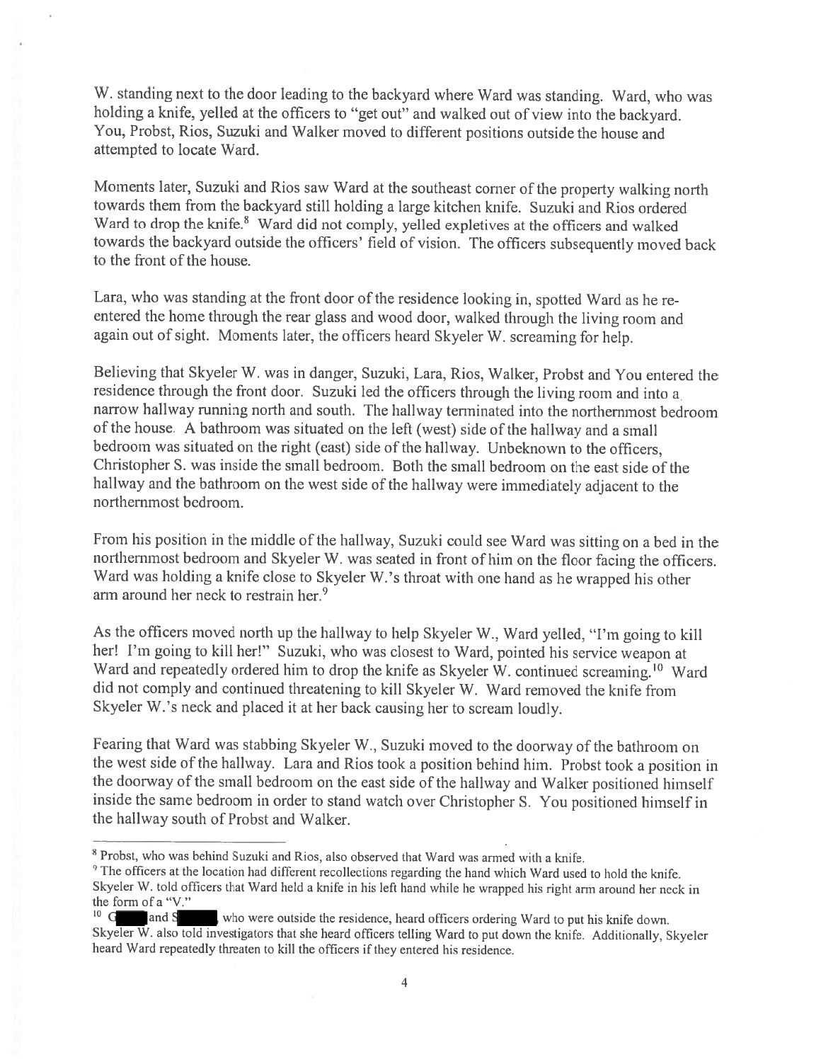W. standing next to the door leading to the backyard where Ward was standing. Ward, who was holding a knife, yelled at the officers to "get out" and walked out of view into the backyard. You, Probst, Rios, Suzuki and Walker moved to different positions outside the house and attempted to locate Ward.

Moments later, Suzuki and Rios saw Ward at the southeast corner of the property walking north towards them from the backyard still holding a large kitchen knife. Suzuki and Rios ordered Ward to drop the knife.[8] Ward did not comply, yelled expletives at the officers and walked towards the backyard outside the officers' field of vision. The officers subsequently moved back to the front of the house.

Lara, who was standing at the front door of the residence looking in, spotted Ward as he re-entered the home through the rear glass and wood door, walked through the living room and again out of sight. Moments later, the officers heard Skyeler W. screaming for help.

Believing that Skyeler W. was in danger, Suzuki, Lara, Rios, Walker, Probst and You entered the residence through the front door. Suzuki led the officers through the living room and into a narrow hallway running north and south. The hallway terminated into the northernmost bedroom of the house. A bathroom was situated on the left (west) side of the hallway and a small bedroom was situated on the right (east) side of the hallway. Unbeknown to the officers, Christopher S. was inside the small bedroom. Both the small bedroom on the east side of the hallway and the bathroom on the west side of the hallway were immediately adjacent to the northernmost bedroom.

From his position in the middle of the hallway, Suzuki could see Ward was sitting on a bed in the northernmost bedroom and Skyeler W. was seated in front of him on the floor facing the officers. Ward was holding a knife close to Skyeler W.'s throat with one hand as he wrapped his other arm around her neck to restrain her.[9]

As the officers moved north up the hallway to help Skyeler W., Ward yelled, "I'm going to kill her! I'm going to kill her!" Suzuki, who was closest to Ward, pointed his service weapon at Ward and repeatedly ordered him to drop the knife as Skyeler W. continued screaming.[10] Ward did not comply and continued threatening to kill Skyeler W. Ward removed the knife from Skyeler W.'s neck and placed it at her back causing her to scream loudly.

Fearing that Ward was stabbing Skyeler W., Suzuki moved to the doorway of the bathroom on the west side of the hallway. Lara and Rios took a position behind him. Probst took a position in the doorway of the small bedroom on the east side of the hallway and Walker positioned himself inside the same bedroom in order to stand watch over Christopher S. You positioned himself in the hallway south of Probst and Walker.

---

[8] Probst, who was behind Suzuki and Rios, also observed that Ward was armed with a knife.

[9] The officers at the location had different recollections regarding the hand which Ward used to hold the knife. Skyeler W. told officers that Ward held a knife in his left hand while he wrapped his right arm around her neck in the form of a "V."

[10] G█████ and S█████, who were outside the residence, heard officers ordering Ward to put his knife down. Skyeler W. also told investigators that she heard officers telling Ward to put down the knife. Additionally, Skyeler heard Ward repeatedly threaten to kill the officers if they entered his residence.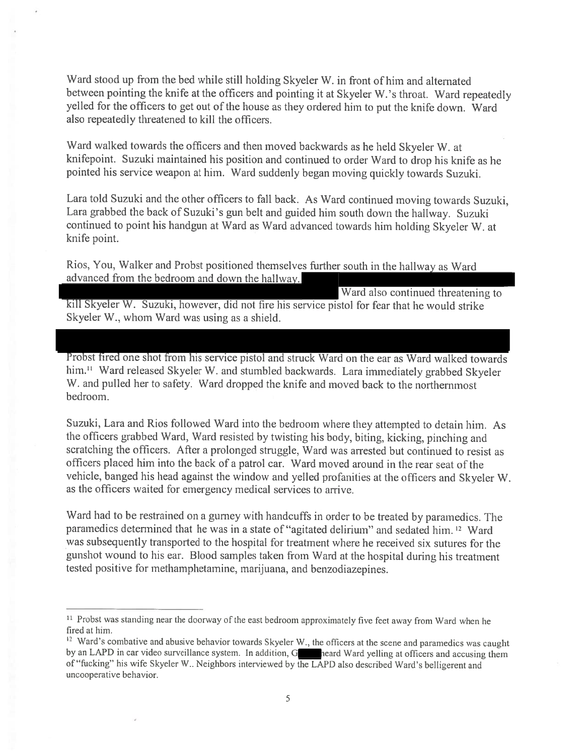Ward stood up from the bed while still holding Skyeler W. in front of him and alternated between pointing the knife at the officers and pointing it at Skyeler W.'s throat. Ward repeatedly yelled for the officers to get out of the house as they ordered him to put the knife down. Ward also repeatedly threatened to kill the officers.

Ward walked towards the officers and then moved backwards as he held Skyeler W. at knifepoint. Suzuki maintained his position and continued to order Ward to drop his knife as he pointed his service weapon at him. Ward suddenly began moving quickly towards Suzuki.

Lara told Suzuki and the other officers to fall back. As Ward continued moving towards Suzuki, Lara grabbed the back of Suzuki's gun belt and guided him south down the hallway. Suzuki continued to point his handgun at Ward as Ward advanced towards him holding Skyeler W. at knife point.

Rios, You, Walker and Probst positioned themselves further south in the hallway as Ward advanced from the bedroom and down the hallway. [REDACTED] Ward also continued threatening to kill Skyeler W. Suzuki, however, did not fire his service pistol for fear that he would strike Skyeler W., whom Ward was using as a shield.

[REDACTED] Probst fired one shot from his service pistol and struck Ward on the ear as Ward walked towards him.[11] Ward released Skyeler W. and stumbled backwards. Lara immediately grabbed Skyeler W. and pulled her to safety. Ward dropped the knife and moved back to the northernmost bedroom.

Suzuki, Lara and Rios followed Ward into the bedroom where they attempted to detain him. As the officers grabbed Ward, Ward resisted by twisting his body, biting, kicking, pinching and scratching the officers. After a prolonged struggle, Ward was arrested but continued to resist as officers placed him into the back of a patrol car. Ward moved around in the rear seat of the vehicle, banged his head against the window and yelled profanities at the officers and Skyeler W. as the officers waited for emergency medical services to arrive.

Ward had to be restrained on a gurney with handcuffs in order to be treated by paramedics. The paramedics determined that he was in a state of "agitated delirium" and sedated him.[12] Ward was subsequently transported to the hospital for treatment where he received six sutures for the gunshot wound to his ear. Blood samples taken from Ward at the hospital during his treatment tested positive for methamphetamine, marijuana, and benzodiazepines.

---

[11] Probst was standing near the doorway of the east bedroom approximately five feet away from Ward when he fired at him.

[12] Ward's combative and abusive behavior towards Skyeler W., the officers at the scene and paramedics was caught by an LAPD in car video surveillance system. In addition, G[REDACTED] heard Ward yelling at officers and accusing them of "fucking" his wife Skyeler W.. Neighbors interviewed by the LAPD also described Ward's belligerent and uncooperative behavior.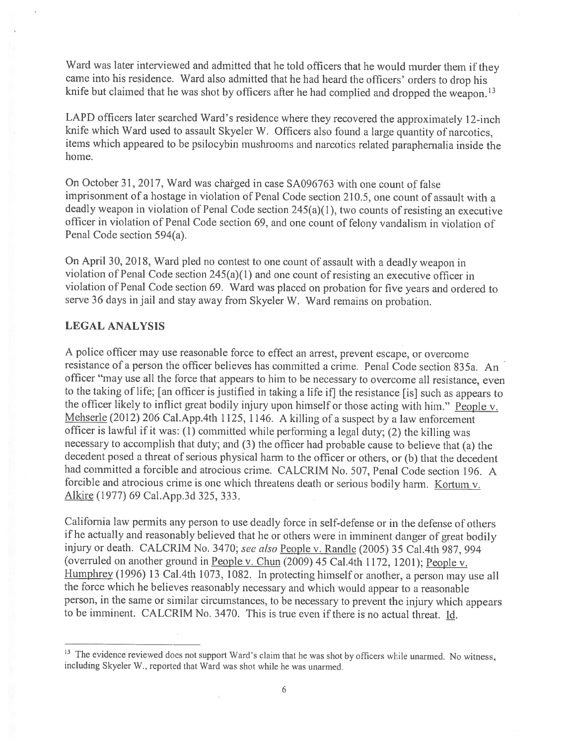Ward was later interviewed and admitted that he told officers that he would murder them if they came into his residence. Ward also admitted that he had heard the officers' orders to drop his knife but claimed that he was shot by officers after he had complied and dropped the weapon.[13]

LAPD officers later searched Ward's residence where they recovered the approximately 12-inch knife which Ward used to assault Skyeler W. Officers also found a large quantity of narcotics, items which appeared to be psilocybin mushrooms and narcotics related paraphernalia inside the home.

On October 31, 2017, Ward was charged in case SA096763 with one count of false imprisonment of a hostage in violation of Penal Code section 210.5, one count of assault with a deadly weapon in violation of Penal Code section 245(a)(1), two counts of resisting an executive officer in violation of Penal Code section 69, and one count of felony vandalism in violation of Penal Code section 594(a).

On April 30, 2018, Ward pled no contest to one count of assault with a deadly weapon in violation of Penal Code section 245(a)(1) and one count of resisting an executive officer in violation of Penal Code section 69. Ward was placed on probation for five years and ordered to serve 36 days in jail and stay away from Skyeler W. Ward remains on probation.

## LEGAL ANALYSIS

A police officer may use reasonable force to effect an arrest, prevent escape, or overcome resistance of a person the officer believes has committed a crime. Penal Code section 835a. An officer "may use all the force that appears to him to be necessary to overcome all resistance, even to the taking of life; [an officer is justified in taking a life if] the resistance [is] such as appears to the officer likely to inflict great bodily injury upon himself or those acting with him." People v. Mehserle (2012) 206 Cal.App.4th 1125, 1146. A killing of a suspect by a law enforcement officer is lawful if it was: (1) committed while performing a legal duty; (2) the killing was necessary to accomplish that duty; and (3) the officer had probable cause to believe that (a) the decedent posed a threat of serious physical harm to the officer or others, or (b) that the decedent had committed a forcible and atrocious crime. CALCRIM No. 507, Penal Code section 196. A forcible and atrocious crime is one which threatens death or serious bodily harm. Kortum v. Alkire (1977) 69 Cal.App.3d 325, 333.

California law permits any person to use deadly force in self-defense or in the defense of others if he actually and reasonably believed that he or others were in imminent danger of great bodily injury or death. CALCRIM No. 3470; *see also* People v. Randle (2005) 35 Cal.4th 987, 994 (overruled on another ground in People v. Chun (2009) 45 Cal.4th 1172, 1201); People v. Humphrey (1996) 13 Cal.4th 1073, 1082. In protecting himself or another, a person may use all the force which he believes reasonably necessary and which would appear to a reasonable person, in the same or similar circumstances, to be necessary to prevent the injury which appears to be imminent. CALCRIM No. 3470. This is true even if there is no actual threat. Id.

---

[13] The evidence reviewed does not support Ward's claim that he was shot by officers while unarmed. No witness, including Skyeler W., reported that Ward was shot while he was unarmed.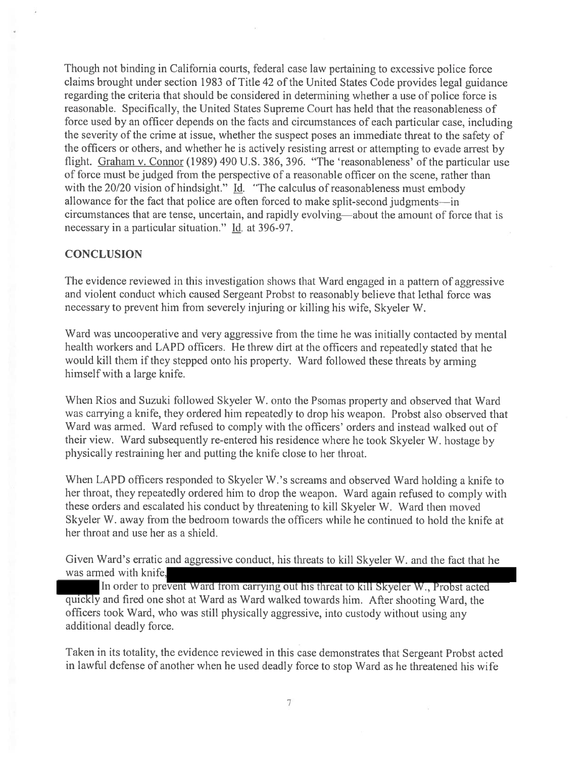Though not binding in California courts, federal case law pertaining to excessive police force claims brought under section 1983 of Title 42 of the United States Code provides legal guidance regarding the criteria that should be considered in determining whether a use of police force is reasonable. Specifically, the United States Supreme Court has held that the reasonableness of force used by an officer depends on the facts and circumstances of each particular case, including the severity of the crime at issue, whether the suspect poses an immediate threat to the safety of the officers or others, and whether he is actively resisting arrest or attempting to evade arrest by flight. Graham v. Connor (1989) 490 U.S. 386, 396. "The 'reasonableness' of the particular use of force must be judged from the perspective of a reasonable officer on the scene, rather than with the 20/20 vision of hindsight." Id. "The calculus of reasonableness must embody allowance for the fact that police are often forced to make split-second judgments—in circumstances that are tense, uncertain, and rapidly evolving—about the amount of force that is necessary in a particular situation." Id. at 396-97.

## CONCLUSION

The evidence reviewed in this investigation shows that Ward engaged in a pattern of aggressive and violent conduct which caused Sergeant Probst to reasonably believe that lethal force was necessary to prevent him from severely injuring or killing his wife, Skyeler W.

Ward was uncooperative and very aggressive from the time he was initially contacted by mental health workers and LAPD officers. He threw dirt at the officers and repeatedly stated that he would kill them if they stepped onto his property. Ward followed these threats by arming himself with a large knife.

When Rios and Suzuki followed Skyeler W. onto the Psomas property and observed that Ward was carrying a knife, they ordered him repeatedly to drop his weapon. Probst also observed that Ward was armed. Ward refused to comply with the officers' orders and instead walked out of their view. Ward subsequently re-entered his residence where he took Skyeler W. hostage by physically restraining her and putting the knife close to her throat.

When LAPD officers responded to Skyeler W.'s screams and observed Ward holding a knife to her throat, they repeatedly ordered him to drop the weapon. Ward again refused to comply with these orders and escalated his conduct by threatening to kill Skyeler W. Ward then moved Skyeler W. away from the bedroom towards the officers while he continued to hold the knife at her throat and use her as a shield.

Given Ward's erratic and aggressive conduct, his threats to kill Skyeler W. and the fact that he was armed with knife, [REDACTED] In order to prevent Ward from carrying out his threat to kill Skyeler W., Probst acted quickly and fired one shot at Ward as Ward walked towards him. After shooting Ward, the officers took Ward, who was still physically aggressive, into custody without using any additional deadly force.

Taken in its totality, the evidence reviewed in this case demonstrates that Sergeant Probst acted in lawful defense of another when he used deadly force to stop Ward as he threatened his wife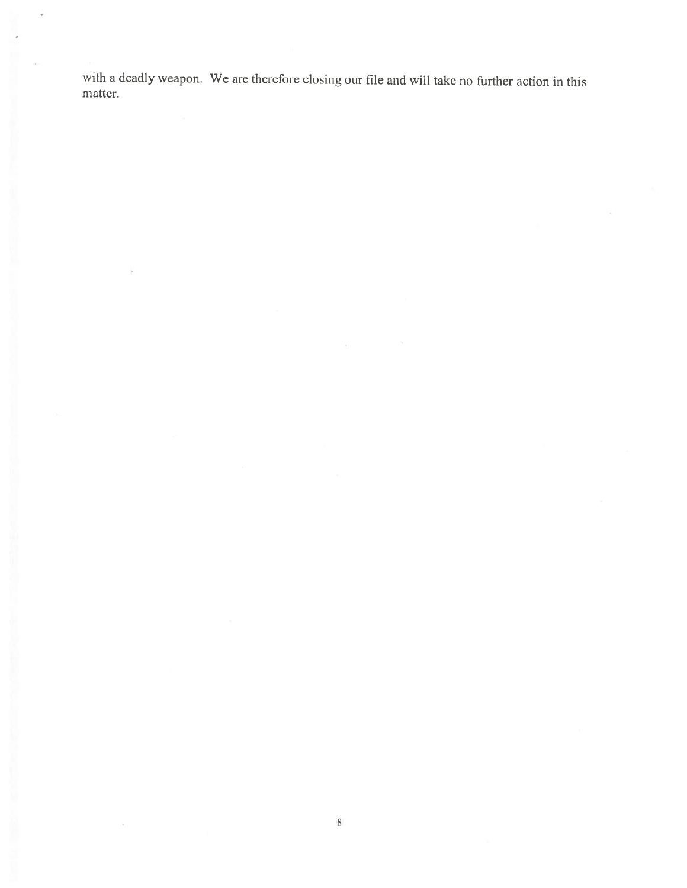with a deadly weapon. We are therefore closing our file and will take no further action in this matter.